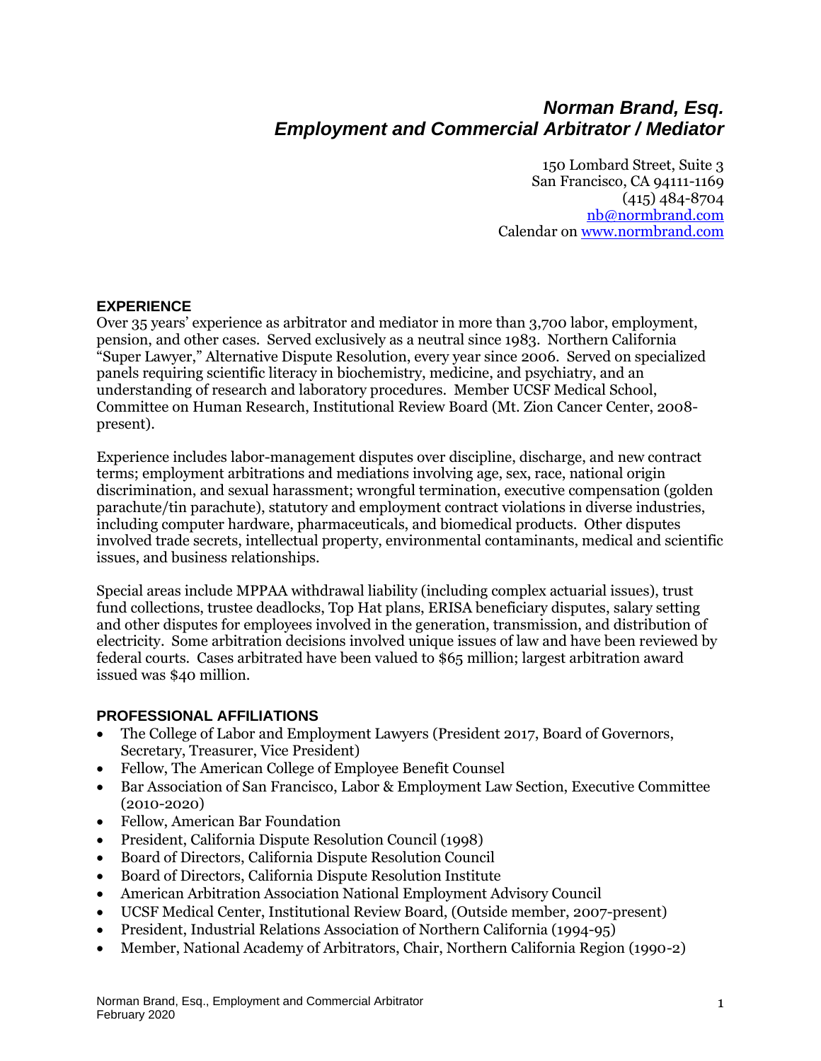# *Norman Brand, Esq.*
## *Employment and Commercial Arbitrator / Mediator*

150 Lombard Street, Suite 3
San Francisco, CA 94111-1169
(415) 484-8704
nb@normbrand.com
Calendar on www.normbrand.com

### EXPERIENCE

Over 35 years' experience as arbitrator and mediator in more than 3,700 labor, employment, pension, and other cases. Served exclusively as a neutral since 1983. Northern California "Super Lawyer," Alternative Dispute Resolution, every year since 2006. Served on specialized panels requiring scientific literacy in biochemistry, medicine, and psychiatry, and an understanding of research and laboratory procedures. Member UCSF Medical School, Committee on Human Research, Institutional Review Board (Mt. Zion Cancer Center, 2008-present).

Experience includes labor-management disputes over discipline, discharge, and new contract terms; employment arbitrations and mediations involving age, sex, race, national origin discrimination, and sexual harassment; wrongful termination, executive compensation (golden parachute/tin parachute), statutory and employment contract violations in diverse industries, including computer hardware, pharmaceuticals, and biomedical products. Other disputes involved trade secrets, intellectual property, environmental contaminants, medical and scientific issues, and business relationships.

Special areas include MPPAA withdrawal liability (including complex actuarial issues), trust fund collections, trustee deadlocks, Top Hat plans, ERISA beneficiary disputes, salary setting and other disputes for employees involved in the generation, transmission, and distribution of electricity. Some arbitration decisions involved unique issues of law and have been reviewed by federal courts. Cases arbitrated have been valued to $65 million; largest arbitration award issued was $40 million.

### PROFESSIONAL AFFILIATIONS

- The College of Labor and Employment Lawyers (President 2017, Board of Governors, Secretary, Treasurer, Vice President)
- Fellow, The American College of Employee Benefit Counsel
- Bar Association of San Francisco, Labor & Employment Law Section, Executive Committee (2010-2020)
- Fellow, American Bar Foundation
- President, California Dispute Resolution Council (1998)
- Board of Directors, California Dispute Resolution Council
- Board of Directors, California Dispute Resolution Institute
- American Arbitration Association National Employment Advisory Council
- UCSF Medical Center, Institutional Review Board, (Outside member, 2007-present)
- President, Industrial Relations Association of Northern California (1994-95)
- Member, National Academy of Arbitrators, Chair, Northern California Region (1990-2)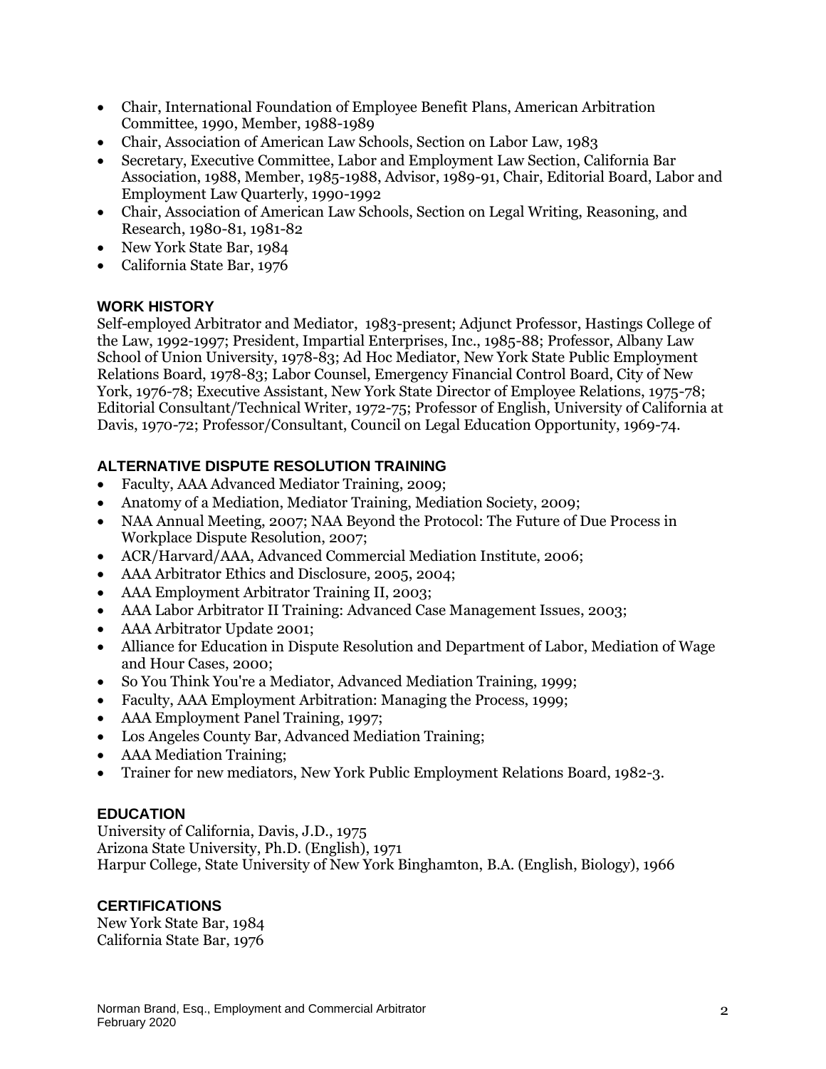- Chair, International Foundation of Employee Benefit Plans, American Arbitration Committee, 1990, Member, 1988-1989
- Chair, Association of American Law Schools, Section on Labor Law, 1983
- Secretary, Executive Committee, Labor and Employment Law Section, California Bar Association, 1988, Member, 1985-1988, Advisor, 1989-91, Chair, Editorial Board, Labor and Employment Law Quarterly, 1990-1992
- Chair, Association of American Law Schools, Section on Legal Writing, Reasoning, and Research, 1980-81, 1981-82
- New York State Bar, 1984
- California State Bar, 1976

## WORK HISTORY

Self-employed Arbitrator and Mediator, 1983-present; Adjunct Professor, Hastings College of the Law, 1992-1997; President, Impartial Enterprises, Inc., 1985-88; Professor, Albany Law School of Union University, 1978-83; Ad Hoc Mediator, New York State Public Employment Relations Board, 1978-83; Labor Counsel, Emergency Financial Control Board, City of New York, 1976-78; Executive Assistant, New York State Director of Employee Relations, 1975-78; Editorial Consultant/Technical Writer, 1972-75; Professor of English, University of California at Davis, 1970-72; Professor/Consultant, Council on Legal Education Opportunity, 1969-74.

## ALTERNATIVE DISPUTE RESOLUTION TRAINING

- Faculty, AAA Advanced Mediator Training, 2009;
- Anatomy of a Mediation, Mediator Training, Mediation Society, 2009;
- NAA Annual Meeting, 2007; NAA Beyond the Protocol: The Future of Due Process in Workplace Dispute Resolution, 2007;
- ACR/Harvard/AAA, Advanced Commercial Mediation Institute, 2006;
- AAA Arbitrator Ethics and Disclosure, 2005, 2004;
- AAA Employment Arbitrator Training II, 2003;
- AAA Labor Arbitrator II Training: Advanced Case Management Issues, 2003;
- AAA Arbitrator Update 2001;
- Alliance for Education in Dispute Resolution and Department of Labor, Mediation of Wage and Hour Cases, 2000;
- So You Think You're a Mediator, Advanced Mediation Training, 1999;
- Faculty, AAA Employment Arbitration: Managing the Process, 1999;
- AAA Employment Panel Training, 1997;
- Los Angeles County Bar, Advanced Mediation Training;
- AAA Mediation Training;
- Trainer for new mediators, New York Public Employment Relations Board, 1982-3.

## EDUCATION

University of California, Davis, J.D., 1975
Arizona State University, Ph.D. (English), 1971
Harpur College, State University of New York Binghamton, B.A. (English, Biology), 1966

## CERTIFICATIONS

New York State Bar, 1984
California State Bar, 1976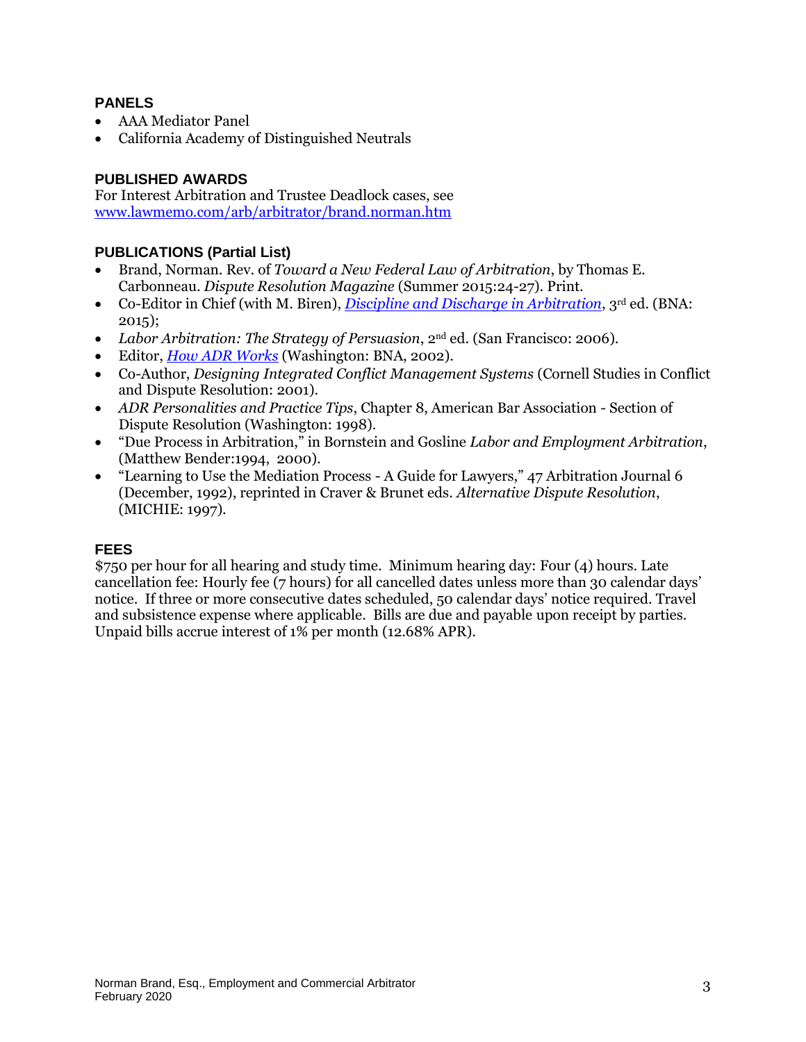### PANELS

- AAA Mediator Panel
- California Academy of Distinguished Neutrals

### PUBLISHED AWARDS

For Interest Arbitration and Trustee Deadlock cases, see [www.lawmemo.com/arb/arbitrator/brand.norman.htm](www.lawmemo.com/arb/arbitrator/brand.norman.htm)

### PUBLICATIONS (Partial List)

- Brand, Norman. Rev. of *Toward a New Federal Law of Arbitration*, by Thomas E. Carbonneau. *Dispute Resolution Magazine* (Summer 2015:24-27). Print.
- Co-Editor in Chief (with M. Biren), *Discipline and Discharge in Arbitration*, 3rd ed. (BNA: 2015);
- *Labor Arbitration: The Strategy of Persuasion*, 2nd ed. (San Francisco: 2006).
- Editor, *How ADR Works* (Washington: BNA, 2002).
- Co-Author, *Designing Integrated Conflict Management Systems* (Cornell Studies in Conflict and Dispute Resolution: 2001).
- *ADR Personalities and Practice Tips*, Chapter 8, American Bar Association - Section of Dispute Resolution (Washington: 1998).
- "Due Process in Arbitration," in Bornstein and Gosline *Labor and Employment Arbitration*, (Matthew Bender:1994, 2000).
- "Learning to Use the Mediation Process - A Guide for Lawyers," 47 Arbitration Journal 6 (December, 1992), reprinted in Craver & Brunet eds. *Alternative Dispute Resolution*, (MICHIE: 1997).

### FEES

$750 per hour for all hearing and study time. Minimum hearing day: Four (4) hours. Late cancellation fee: Hourly fee (7 hours) for all cancelled dates unless more than 30 calendar days' notice. If three or more consecutive dates scheduled, 50 calendar days' notice required. Travel and subsistence expense where applicable. Bills are due and payable upon receipt by parties. Unpaid bills accrue interest of 1% per month (12.68% APR).